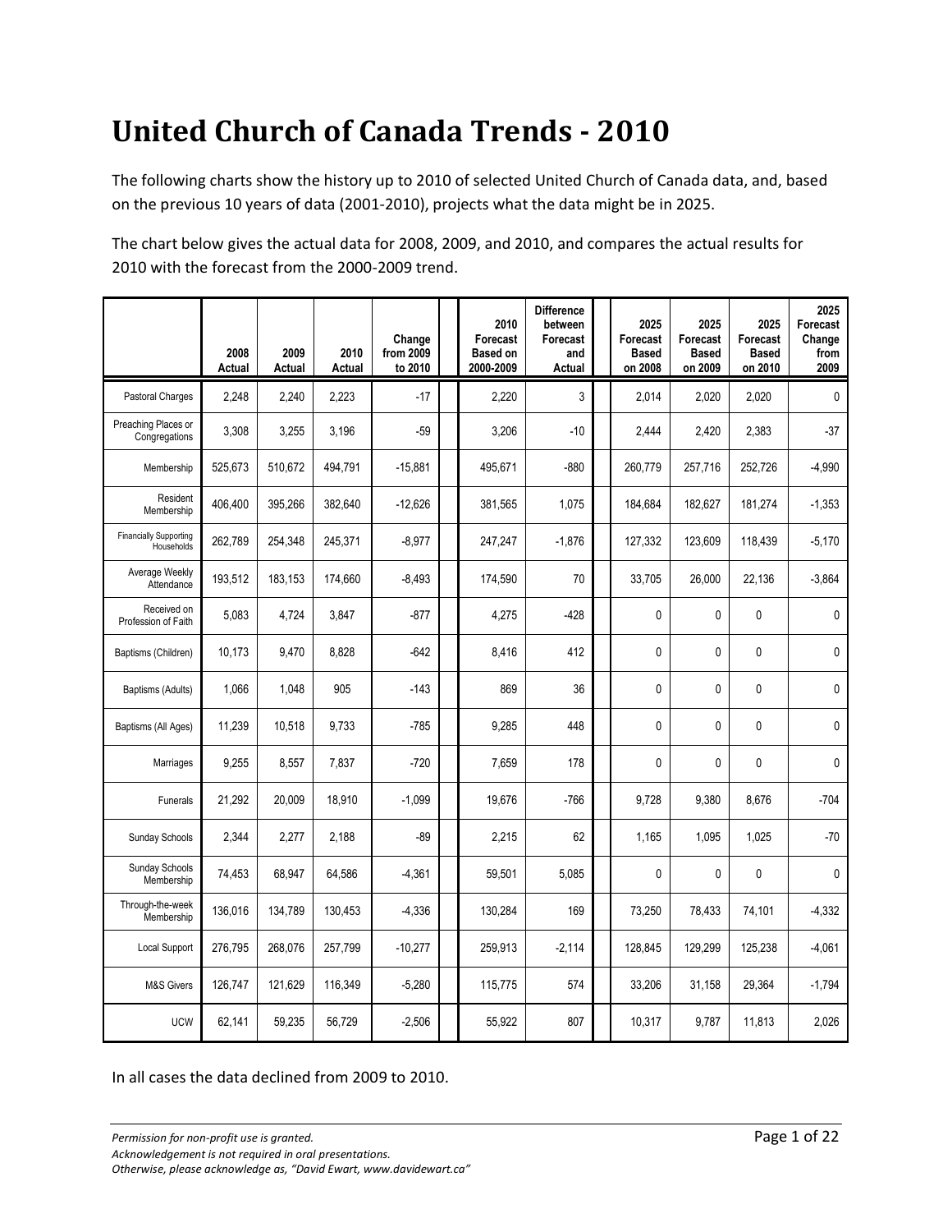# United Church of Canada Trends - 2010

The following charts show the history up to 2010 of selected United Church of Canada data, and, based on the previous 10 years of data (2001-2010), projects what the data might be in 2025.

The chart below gives the actual data for 2008, 2009, and 2010, and compares the actual results for 2010 with the forecast from the 2000-2009 trend.

| | 2008 Actual | 2009 Actual | 2010 Actual | Change from 2009 to 2010 | 2010 Forecast Based on 2000-2009 | Difference between Forecast and Actual | 2025 Forecast Based on 2008 | 2025 Forecast Based on 2009 | 2025 Forecast Based on 2010 | 2025 Forecast Change from 2009 |
|---|---|---|---|---|---|---|---|---|---|---|
| Pastoral Charges | 2,248 | 2,240 | 2,223 | -17 | 2,220 | 3 | 2,014 | 2,020 | 2,020 | 0 |
| Preaching Places or Congregations | 3,308 | 3,255 | 3,196 | -59 | 3,206 | -10 | 2,444 | 2,420 | 2,383 | -37 |
| Membership | 525,673 | 510,672 | 494,791 | -15,881 | 495,671 | -880 | 260,779 | 257,716 | 252,726 | -4,990 |
| Resident Membership | 406,400 | 395,266 | 382,640 | -12,626 | 381,565 | 1,075 | 184,684 | 182,627 | 181,274 | -1,353 |
| Financially Supporting Households | 262,789 | 254,348 | 245,371 | -8,977 | 247,247 | -1,876 | 127,332 | 123,609 | 118,439 | -5,170 |
| Average Weekly Attendance | 193,512 | 183,153 | 174,660 | -8,493 | 174,590 | 70 | 33,705 | 26,000 | 22,136 | -3,864 |
| Received on Profession of Faith | 5,083 | 4,724 | 3,847 | -877 | 4,275 | -428 | 0 | 0 | 0 | 0 |
| Baptisms (Children) | 10,173 | 9,470 | 8,828 | -642 | 8,416 | 412 | 0 | 0 | 0 | 0 |
| Baptisms (Adults) | 1,066 | 1,048 | 905 | -143 | 869 | 36 | 0 | 0 | 0 | 0 |
| Baptisms (All Ages) | 11,239 | 10,518 | 9,733 | -785 | 9,285 | 448 | 0 | 0 | 0 | 0 |
| Marriages | 9,255 | 8,557 | 7,837 | -720 | 7,659 | 178 | 0 | 0 | 0 | 0 |
| Funerals | 21,292 | 20,009 | 18,910 | -1,099 | 19,676 | -766 | 9,728 | 9,380 | 8,676 | -704 |
| Sunday Schools | 2,344 | 2,277 | 2,188 | -89 | 2,215 | 62 | 1,165 | 1,095 | 1,025 | -70 |
| Sunday Schools Membership | 74,453 | 68,947 | 64,586 | -4,361 | 59,501 | 5,085 | 0 | 0 | 0 | 0 |
| Through-the-week Membership | 136,016 | 134,789 | 130,453 | -4,336 | 130,284 | 169 | 73,250 | 78,433 | 74,101 | -4,332 |
| Local Support | 276,795 | 268,076 | 257,799 | -10,277 | 259,913 | -2,114 | 128,845 | 129,299 | 125,238 | -4,061 |
| M&S Givers | 126,747 | 121,629 | 116,349 | -5,280 | 115,775 | 574 | 33,206 | 31,158 | 29,364 | -1,794 |
| UCW | 62,141 | 59,235 | 56,729 | -2,506 | 55,922 | 807 | 10,317 | 9,787 | 11,813 | 2,026 |

In all cases the data declined from 2009 to 2010.

*Permission for non-profit use is granted.*
*Acknowledgement is not required in oral presentations.*
*Otherwise, please acknowledge as, "David Ewart, www.davidewart.ca"*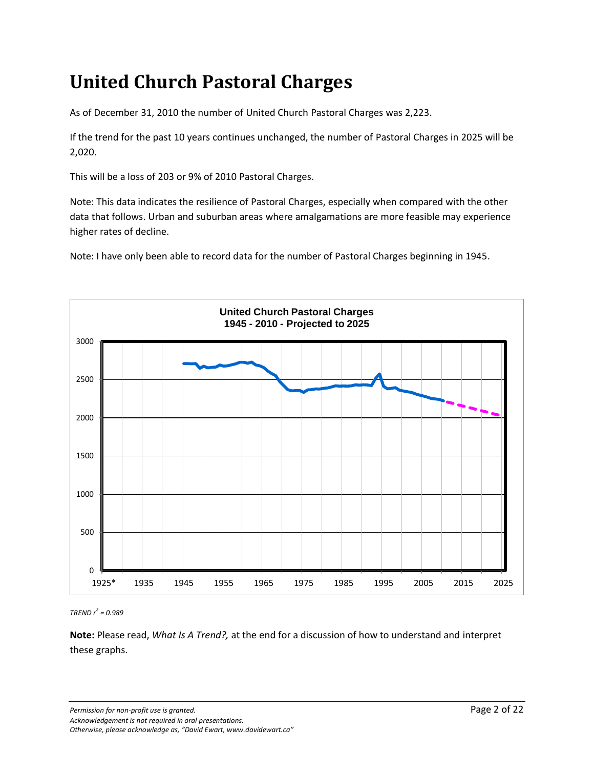# United Church Pastoral Charges

As of December 31, 2010 the number of United Church Pastoral Charges was 2,223.

If the trend for the past 10 years continues unchanged, the number of Pastoral Charges in 2025 will be 2,020.

This will be a loss of 203 or 9% of 2010 Pastoral Charges.

Note: This data indicates the resilience of Pastoral Charges, especially when compared with the other data that follows. Urban and suburban areas where amalgamations are more feasible may experience higher rates of decline.

Note: I have only been able to record data for the number of Pastoral Charges beginning in 1945.

*TREND $r^2$ = 0.989*

**Note:** Please read, *What Is A Trend?,* at the end for a discussion of how to understand and interpret these graphs.

*Permission for non-profit use is granted.*
*Acknowledgement is not required in oral presentations.*
*Otherwise, please acknowledge as, "David Ewart, www.davidewart.ca"*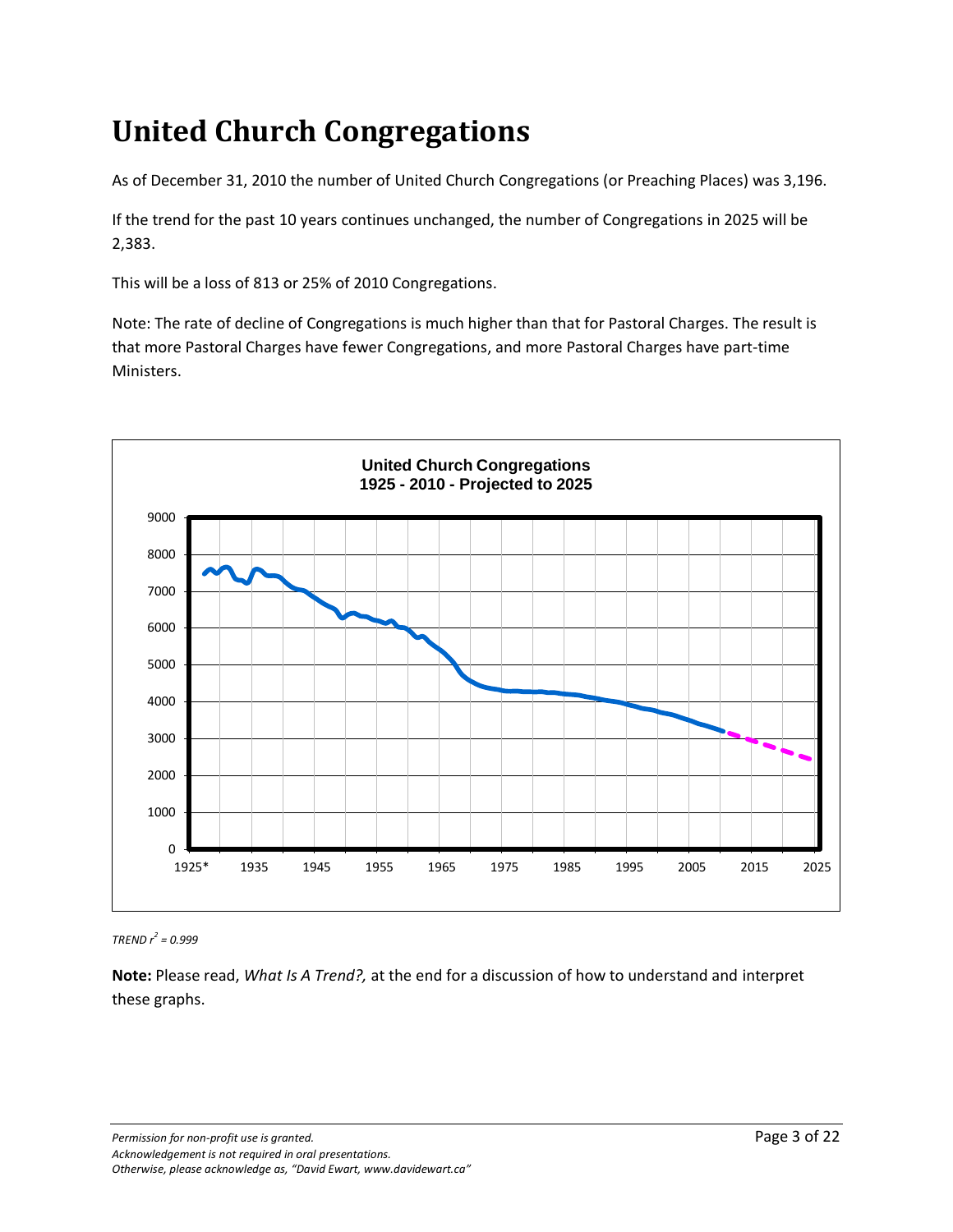# United Church Congregations

As of December 31, 2010 the number of United Church Congregations (or Preaching Places) was 3,196.

If the trend for the past 10 years continues unchanged, the number of Congregations in 2025 will be 2,383.

This will be a loss of 813 or 25% of 2010 Congregations.

Note: The rate of decline of Congregations is much higher than that for Pastoral Charges. The result is that more Pastoral Charges have fewer Congregations, and more Pastoral Charges have part-time Ministers.

*TREND $r^2 = 0.999$*

**Note:** Please read, *What Is A Trend?,* at the end for a discussion of how to understand and interpret these graphs.

*Permission for non-profit use is granted.*
*Acknowledgement is not required in oral presentations.*
*Otherwise, please acknowledge as, "David Ewart, www.davidewart.ca"*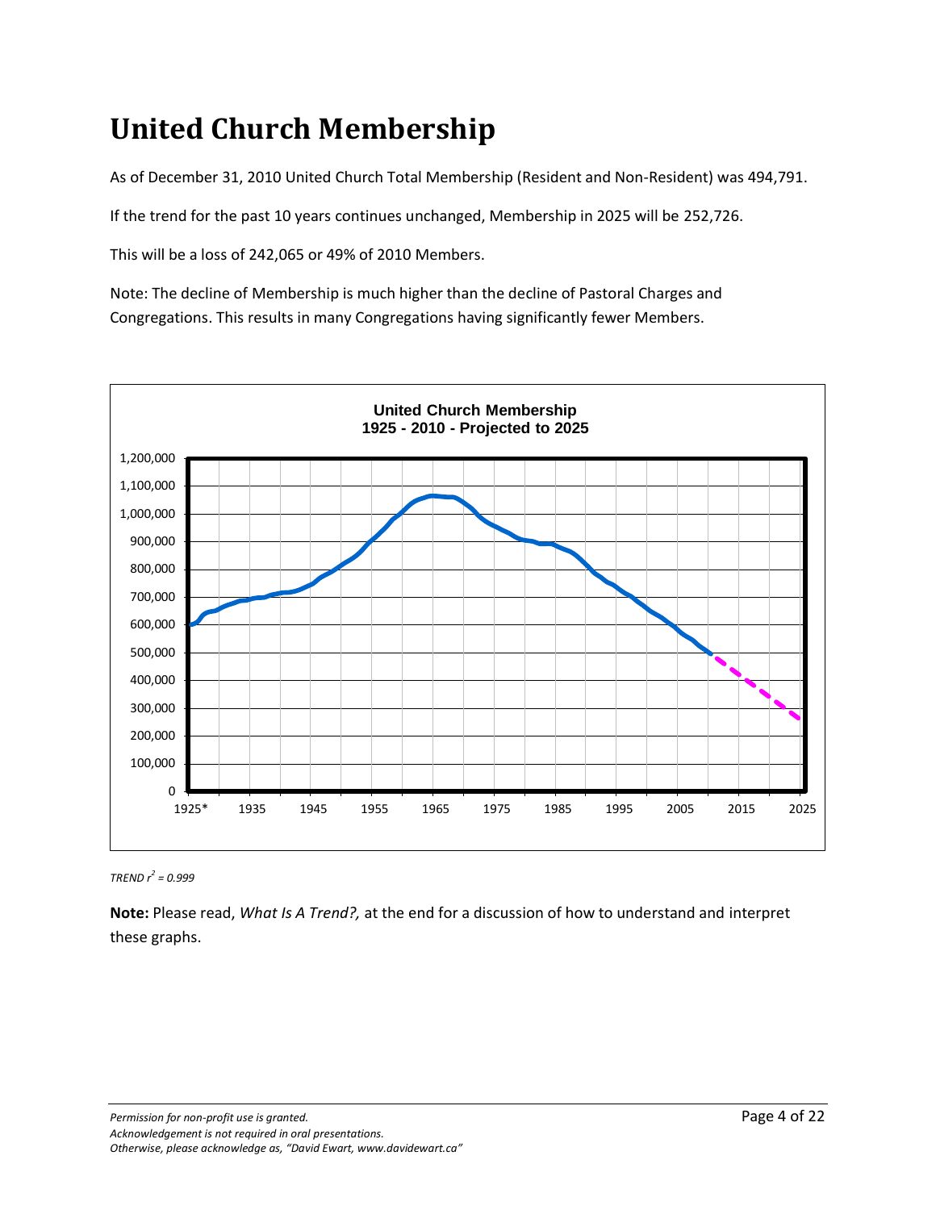# United Church Membership

As of December 31, 2010 United Church Total Membership (Resident and Non-Resident) was 494,791.

If the trend for the past 10 years continues unchanged, Membership in 2025 will be 252,726.

This will be a loss of 242,065 or 49% of 2010 Members.

Note: The decline of Membership is much higher than the decline of Pastoral Charges and Congregations. This results in many Congregations having significantly fewer Members.

*TREND $r^2 = 0.999$*

**Note:** Please read, *What Is A Trend?,* at the end for a discussion of how to understand and interpret these graphs.

*Permission for non-profit use is granted.*
*Acknowledgement is not required in oral presentations.*
*Otherwise, please acknowledge as, "David Ewart, www.davidewart.ca"*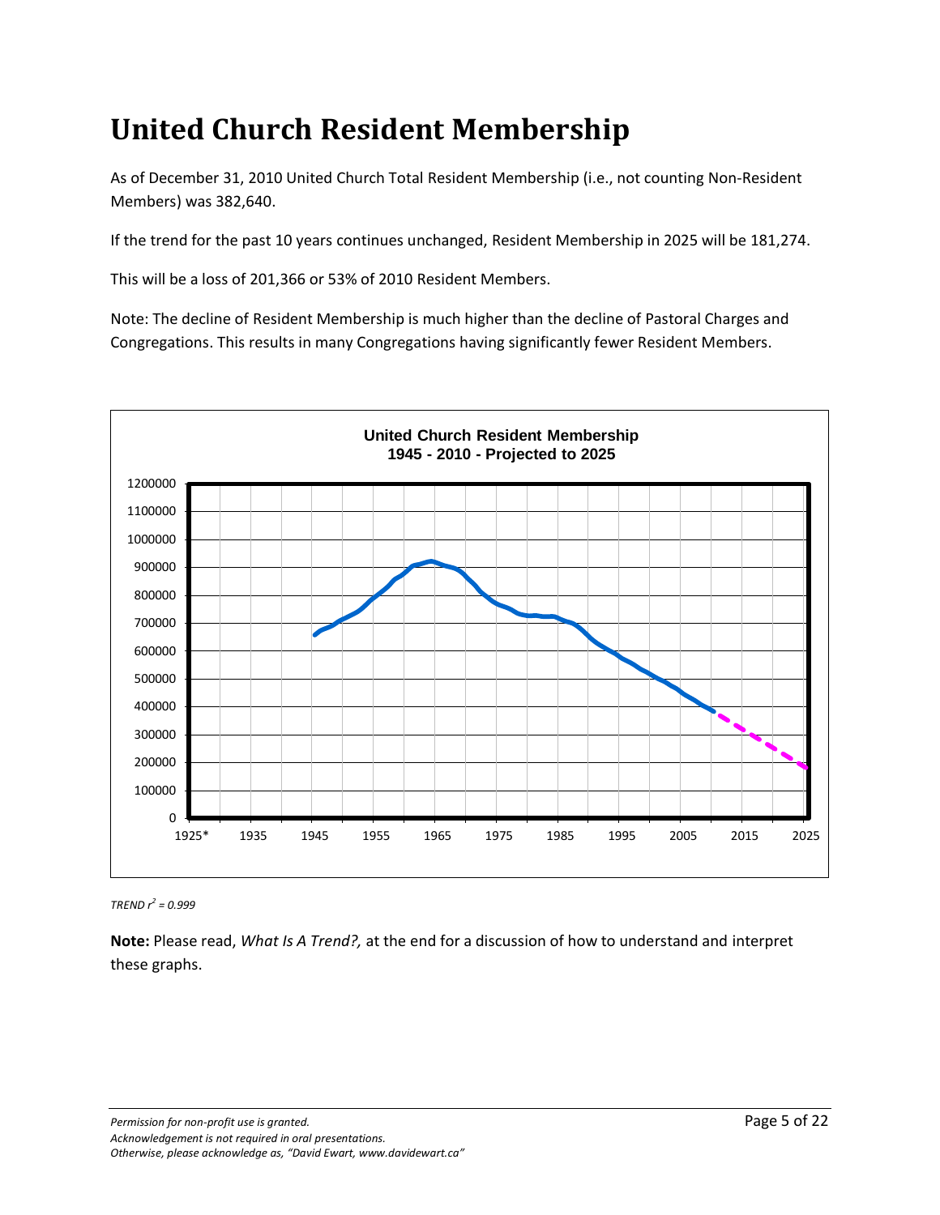# United Church Resident Membership

As of December 31, 2010 United Church Total Resident Membership (i.e., not counting Non-Resident Members) was 382,640.

If the trend for the past 10 years continues unchanged, Resident Membership in 2025 will be 181,274.

This will be a loss of 201,366 or 53% of 2010 Resident Members.

Note: The decline of Resident Membership is much higher than the decline of Pastoral Charges and Congregations. This results in many Congregations having significantly fewer Resident Members.

*TREND $r^2$ = 0.999*

**Note:** Please read, *What Is A Trend?,* at the end for a discussion of how to understand and interpret these graphs.

*Permission for non-profit use is granted.*
*Acknowledgement is not required in oral presentations.*
*Otherwise, please acknowledge as, "David Ewart, www.davidewart.ca"*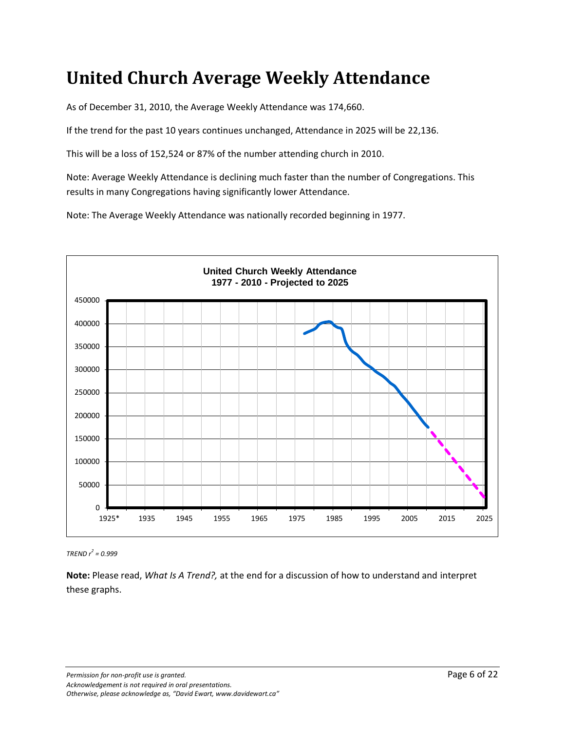# United Church Average Weekly Attendance

As of December 31, 2010, the Average Weekly Attendance was 174,660.

If the trend for the past 10 years continues unchanged, Attendance in 2025 will be 22,136.

This will be a loss of 152,524 or 87% of the number attending church in 2010.

Note: Average Weekly Attendance is declining much faster than the number of Congregations. This results in many Congregations having significantly lower Attendance.

Note: The Average Weekly Attendance was nationally recorded beginning in 1977.

*TREND $r^2$ = 0.999*

**Note:** Please read, *What Is A Trend?,* at the end for a discussion of how to understand and interpret these graphs.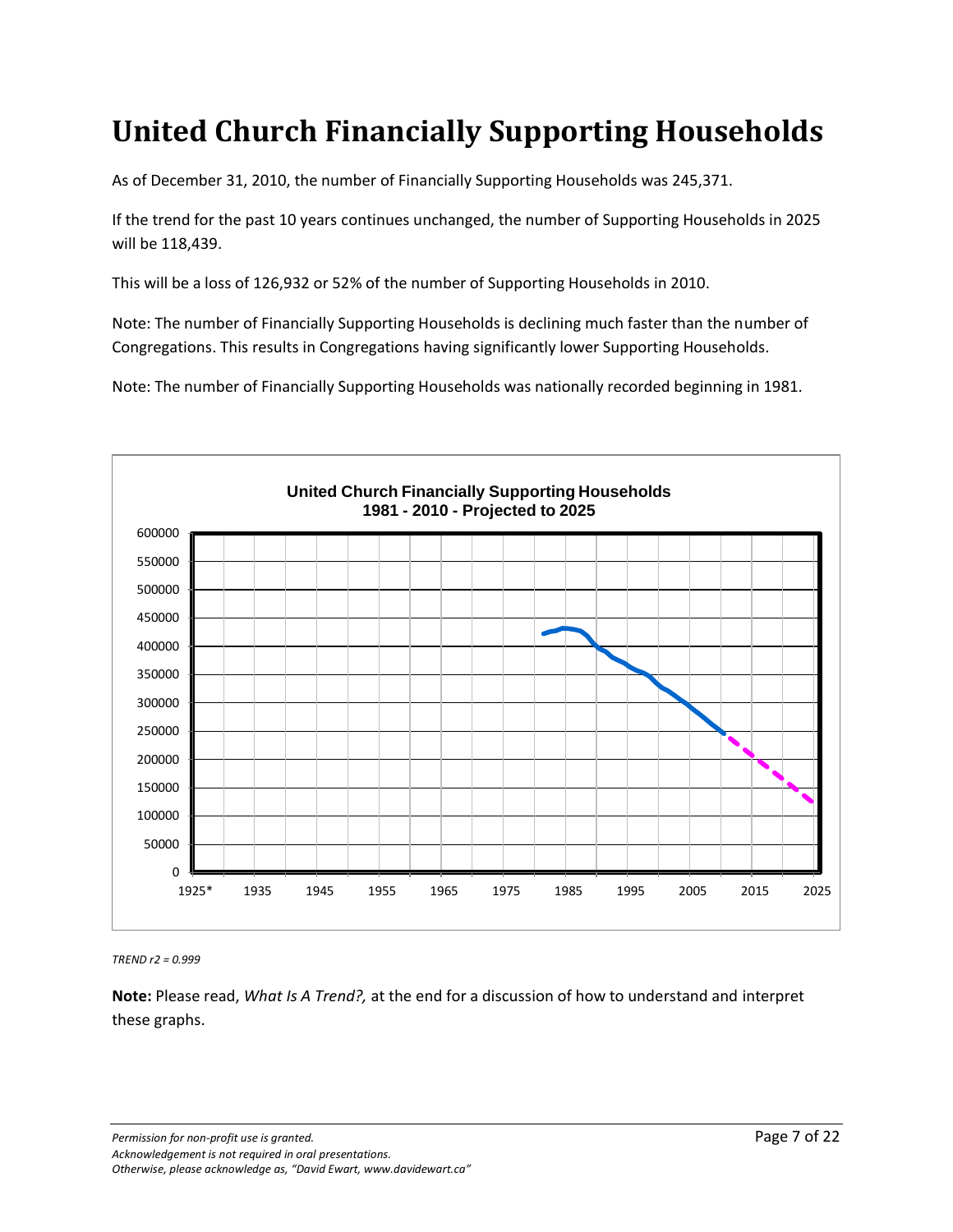# United Church Financially Supporting Households

As of December 31, 2010, the number of Financially Supporting Households was 245,371.

If the trend for the past 10 years continues unchanged, the number of Supporting Households in 2025 will be 118,439.

This will be a loss of 126,932 or 52% of the number of Supporting Households in 2010.

Note: The number of Financially Supporting Households is declining much faster than the number of Congregations. This results in Congregations having significantly lower Supporting Households.

Note: The number of Financially Supporting Households was nationally recorded beginning in 1981.

*TREND r2 = 0.999*

**Note:** Please read, *What Is A Trend?,* at the end for a discussion of how to understand and interpret these graphs.

*Permission for non-profit use is granted.*
*Acknowledgement is not required in oral presentations.*
*Otherwise, please acknowledge as, "David Ewart, www.davidewart.ca"*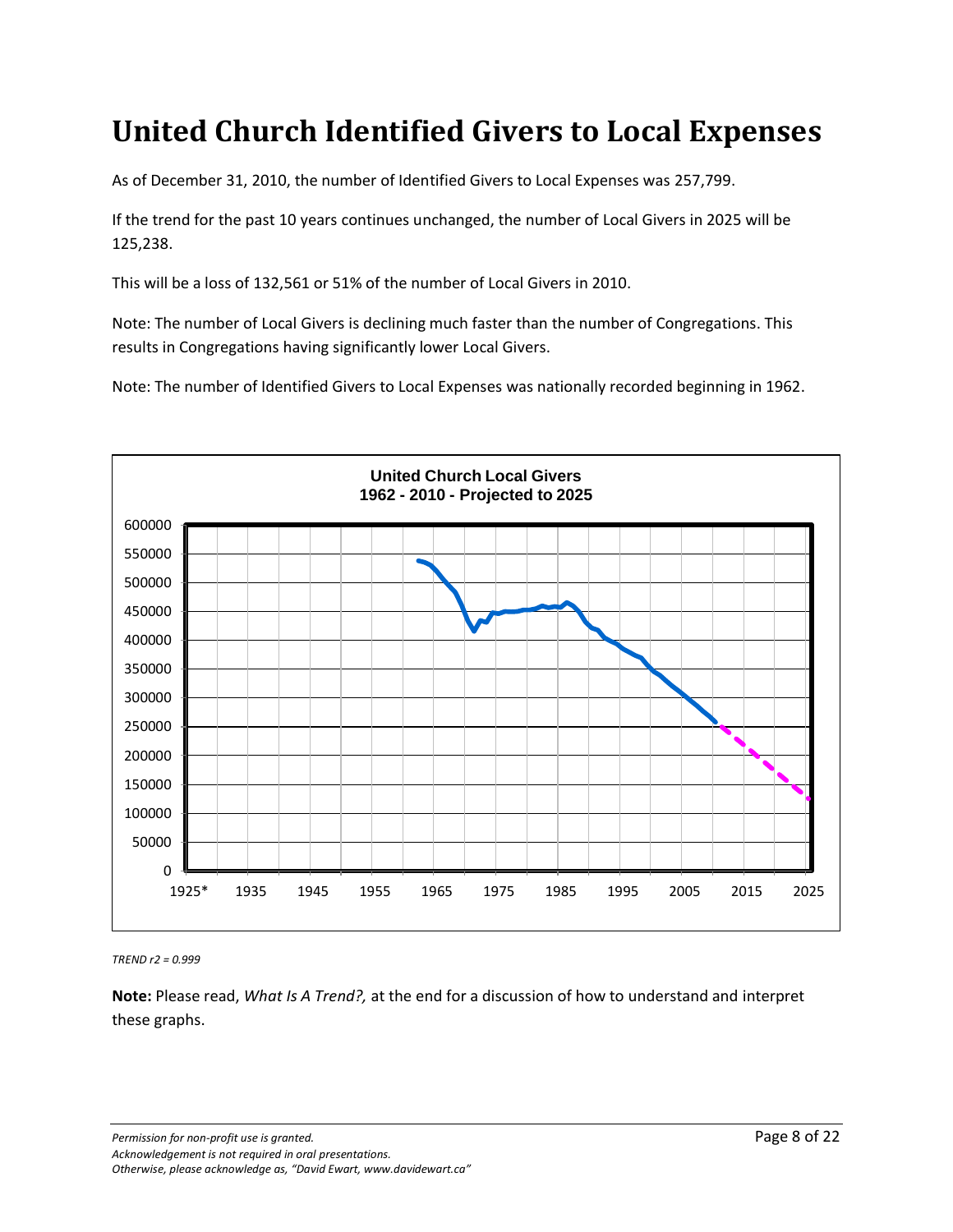# United Church Identified Givers to Local Expenses

As of December 31, 2010, the number of Identified Givers to Local Expenses was 257,799.

If the trend for the past 10 years continues unchanged, the number of Local Givers in 2025 will be 125,238.

This will be a loss of 132,561 or 51% of the number of Local Givers in 2010.

Note: The number of Local Givers is declining much faster than the number of Congregations. This results in Congregations having significantly lower Local Givers.

Note: The number of Identified Givers to Local Expenses was nationally recorded beginning in 1962.

*TREND r2 = 0.999*

**Note:** Please read, *What Is A Trend?,* at the end for a discussion of how to understand and interpret these graphs.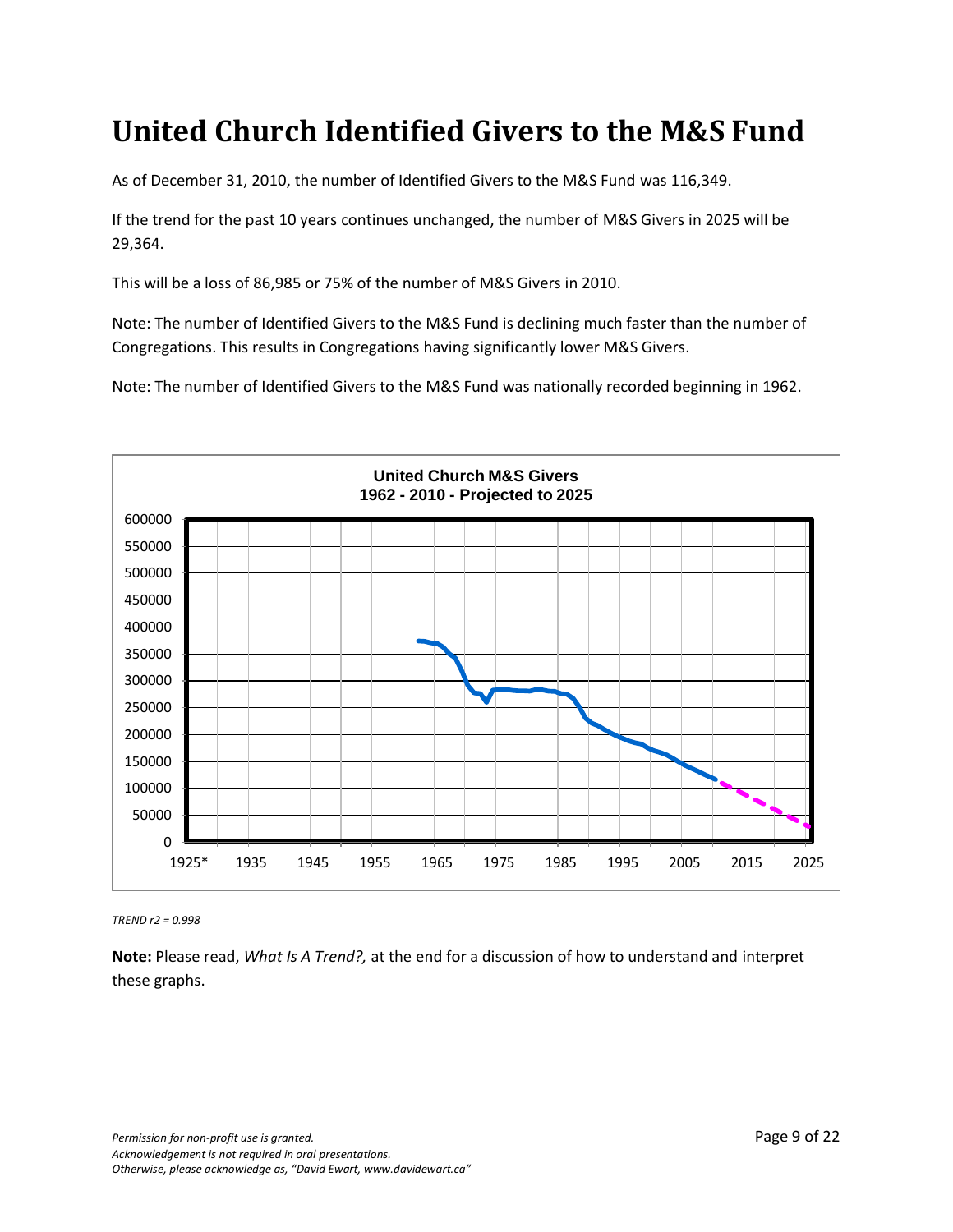# United Church Identified Givers to the M&S Fund

As of December 31, 2010, the number of Identified Givers to the M&S Fund was 116,349.

If the trend for the past 10 years continues unchanged, the number of M&S Givers in 2025 will be 29,364.

This will be a loss of 86,985 or 75% of the number of M&S Givers in 2010.

Note: The number of Identified Givers to the M&S Fund is declining much faster than the number of Congregations. This results in Congregations having significantly lower M&S Givers.

Note: The number of Identified Givers to the M&S Fund was nationally recorded beginning in 1962.

*TREND r2 = 0.998*

**Note:** Please read, *What Is A Trend?,* at the end for a discussion of how to understand and interpret these graphs.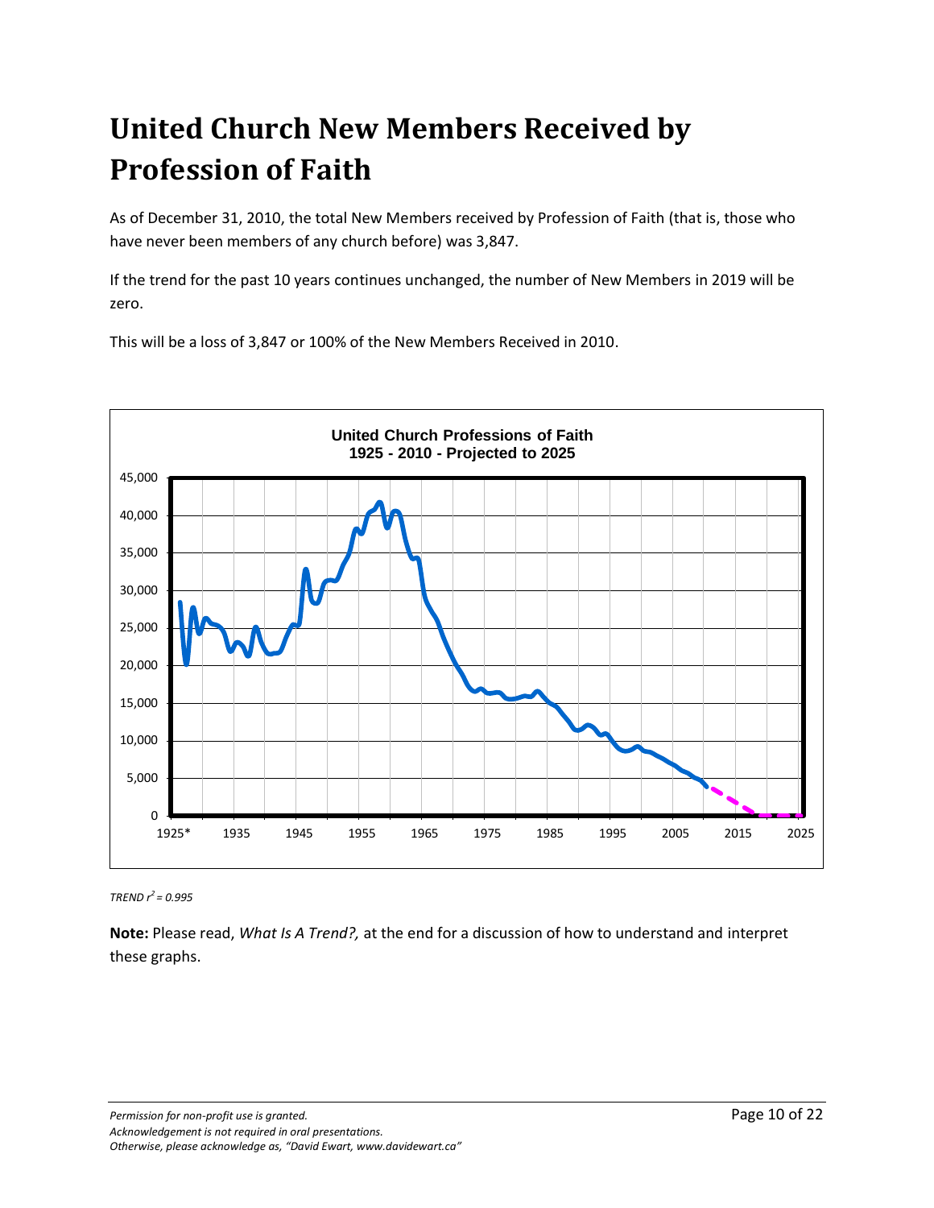# United Church New Members Received by Profession of Faith

As of December 31, 2010, the total New Members received by Profession of Faith (that is, those who have never been members of any church before) was 3,847.

If the trend for the past 10 years continues unchanged, the number of New Members in 2019 will be zero.

This will be a loss of 3,847 or 100% of the New Members Received in 2010.

*TREND $r^2 = 0.995$*

**Note:** Please read, *What Is A Trend?,* at the end for a discussion of how to understand and interpret these graphs.

*Permission for non-profit use is granted.*
*Acknowledgement is not required in oral presentations.*
*Otherwise, please acknowledge as, "David Ewart, www.davidewart.ca"*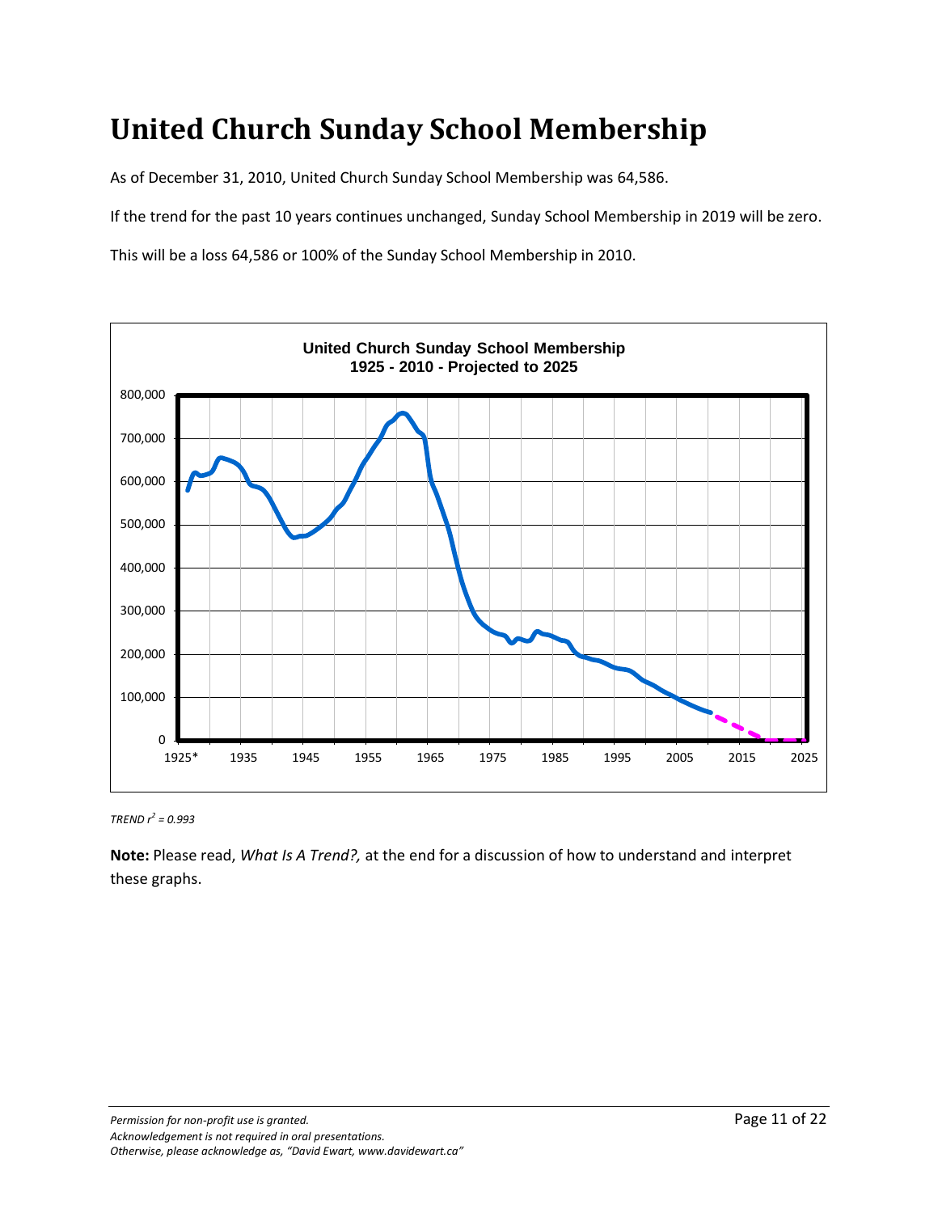# United Church Sunday School Membership

As of December 31, 2010, United Church Sunday School Membership was 64,586.

If the trend for the past 10 years continues unchanged, Sunday School Membership in 2019 will be zero.

This will be a loss 64,586 or 100% of the Sunday School Membership in 2010.

*TREND $r^2 = 0.993$*

**Note:** Please read, *What Is A Trend?,* at the end for a discussion of how to understand and interpret these graphs.

*Permission for non-profit use is granted.*
*Acknowledgement is not required in oral presentations.*
*Otherwise, please acknowledge as, "David Ewart, www.davidewart.ca"*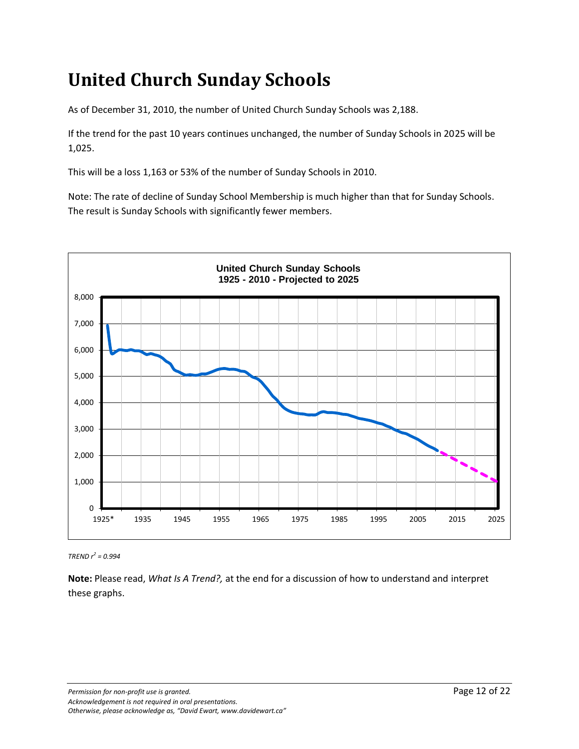# United Church Sunday Schools

As of December 31, 2010, the number of United Church Sunday Schools was 2,188.

If the trend for the past 10 years continues unchanged, the number of Sunday Schools in 2025 will be 1,025.

This will be a loss 1,163 or 53% of the number of Sunday Schools in 2010.

Note: The rate of decline of Sunday School Membership is much higher than that for Sunday Schools. The result is Sunday Schools with significantly fewer members.

**United Church Sunday Schools**
**1925 - 2010 - Projected to 2025**

*TREND $r^2$ = 0.994*

**Note:** Please read, *What Is A Trend?,* at the end for a discussion of how to understand and interpret these graphs.

*Permission for non-profit use is granted.*
*Acknowledgement is not required in oral presentations.*
*Otherwise, please acknowledge as, "David Ewart, www.davidewart.ca"*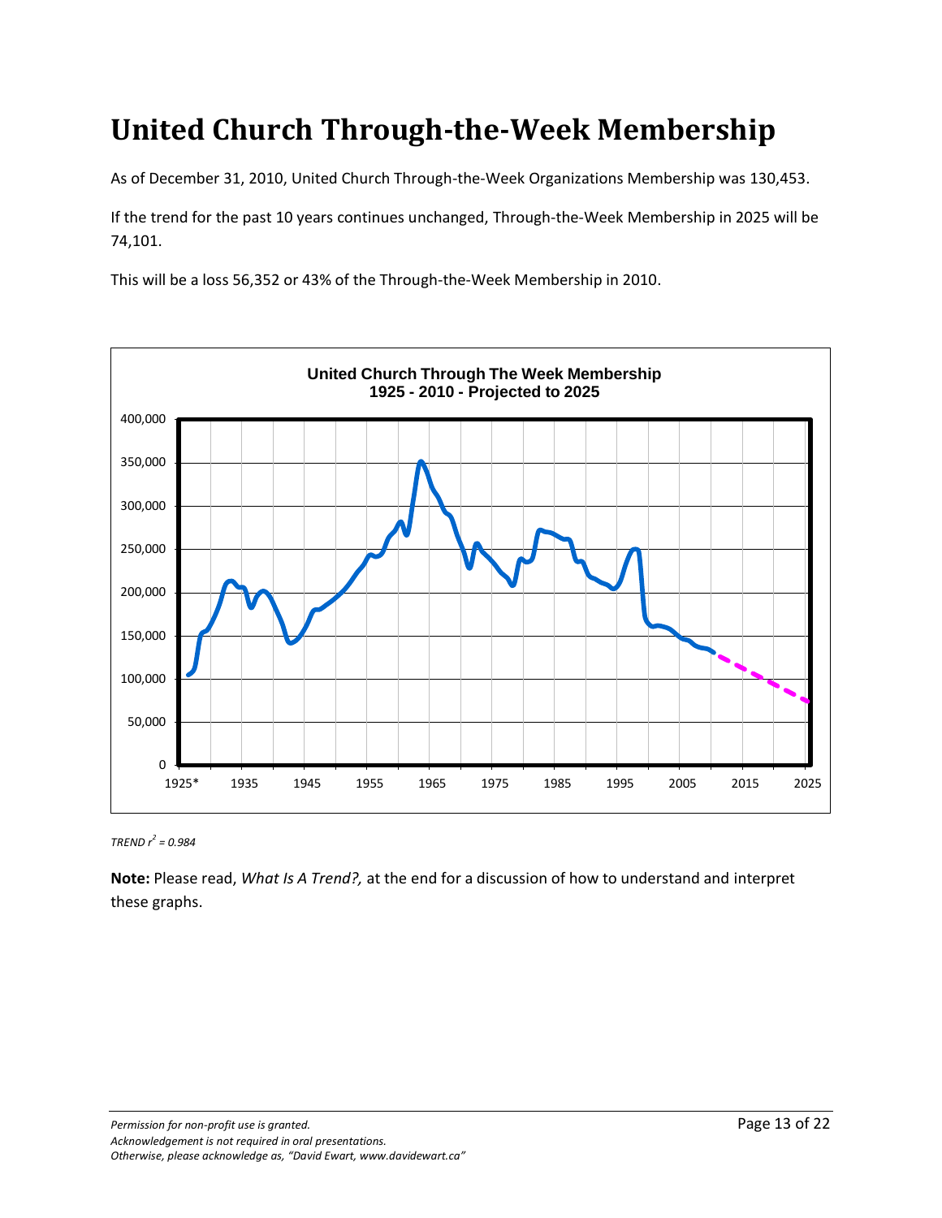# United Church Through-the-Week Membership

As of December 31, 2010, United Church Through-the-Week Organizations Membership was 130,453.

If the trend for the past 10 years continues unchanged, Through-the-Week Membership in 2025 will be 74,101.

This will be a loss 56,352 or 43% of the Through-the-Week Membership in 2010.

*TREND $r^2$ = 0.984*

**Note:** Please read, *What Is A Trend?,* at the end for a discussion of how to understand and interpret these graphs.

*Permission for non-profit use is granted.*
*Acknowledgement is not required in oral presentations.*
*Otherwise, please acknowledge as, "David Ewart, www.davidewart.ca"*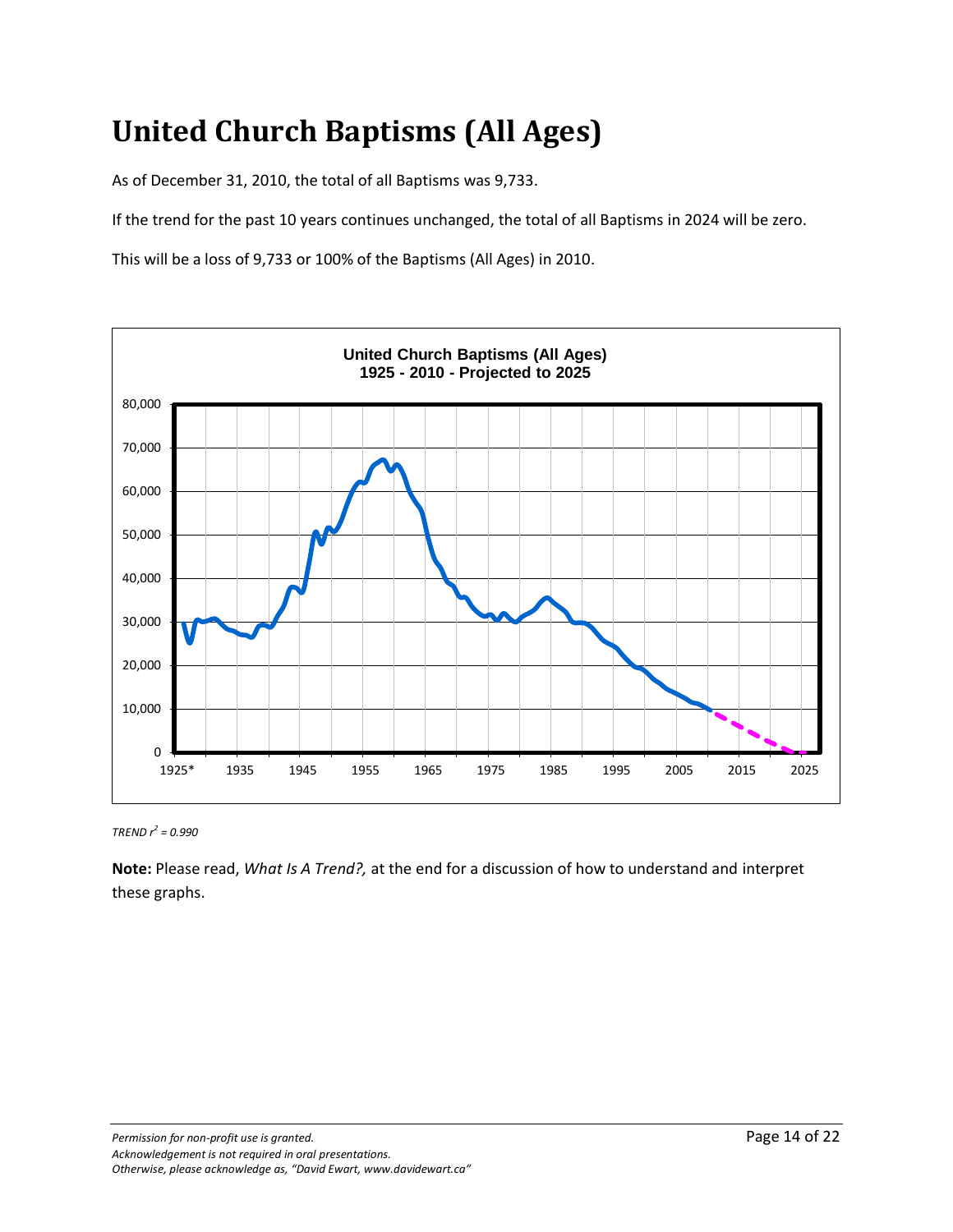# United Church Baptisms (All Ages)

As of December 31, 2010, the total of all Baptisms was 9,733.

If the trend for the past 10 years continues unchanged, the total of all Baptisms in 2024 will be zero.

This will be a loss of 9,733 or 100% of the Baptisms (All Ages) in 2010.

*TREND $r^2$ = 0.990*

**Note:** Please read, *What Is A Trend?,* at the end for a discussion of how to understand and interpret these graphs.

*Permission for non-profit use is granted.*
*Acknowledgement is not required in oral presentations.*
*Otherwise, please acknowledge as, "David Ewart, www.davidewart.ca"*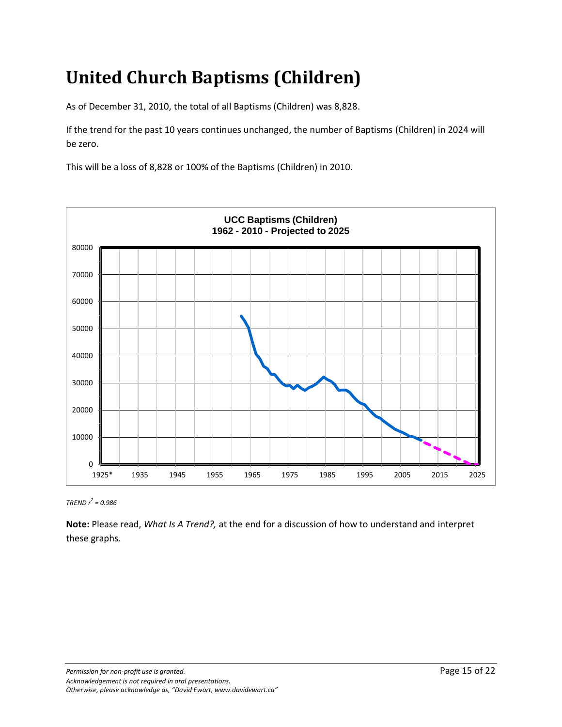# United Church Baptisms (Children)

As of December 31, 2010, the total of all Baptisms (Children) was 8,828.

If the trend for the past 10 years continues unchanged, the number of Baptisms (Children) in 2024 will be zero.

This will be a loss of 8,828 or 100% of the Baptisms (Children) in 2010.

*TREND $r^2$ = 0.986*

**Note:** Please read, *What Is A Trend?,* at the end for a discussion of how to understand and interpret these graphs.

*Permission for non-profit use is granted.*
*Acknowledgement is not required in oral presentations.*
*Otherwise, please acknowledge as, "David Ewart, www.davidewart.ca"*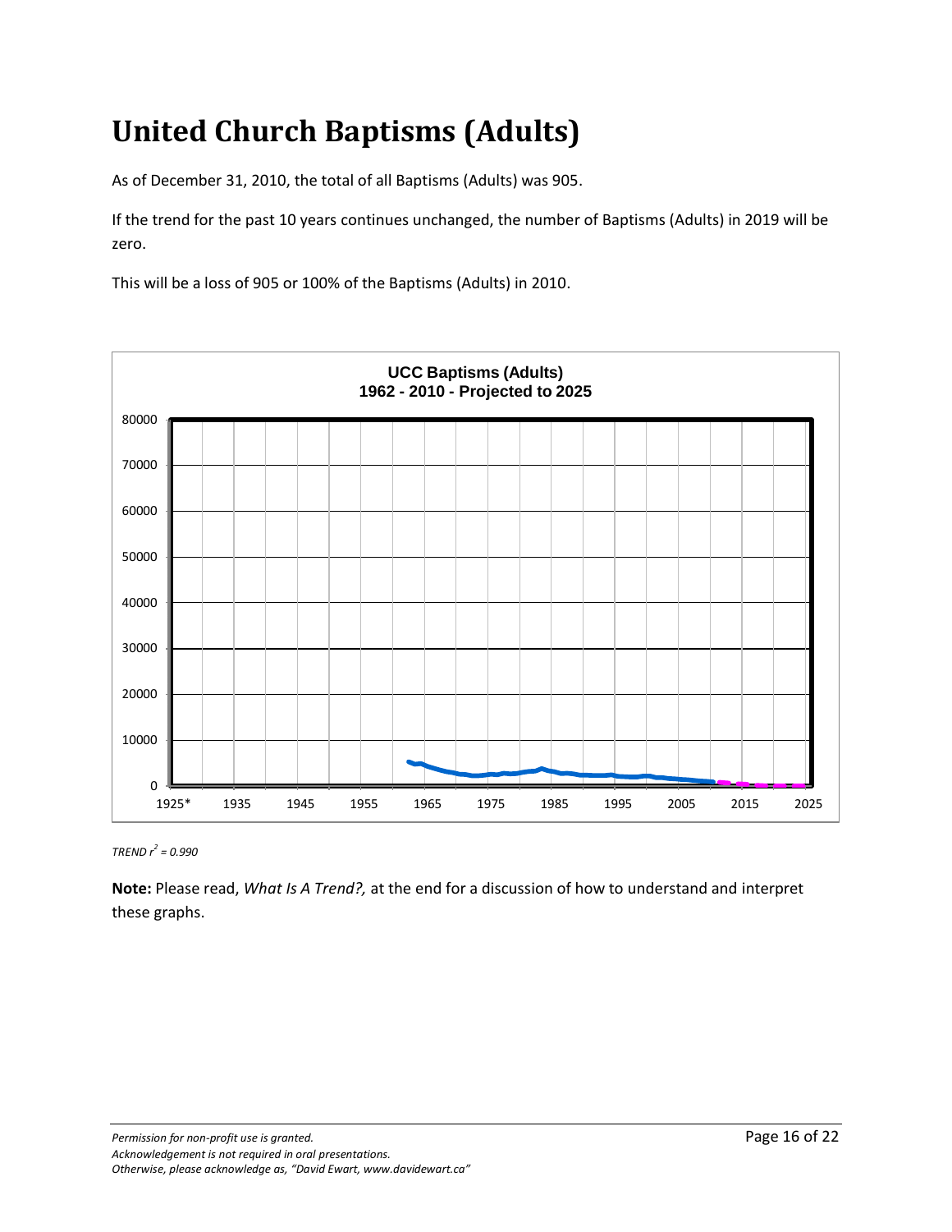# United Church Baptisms (Adults)

As of December 31, 2010, the total of all Baptisms (Adults) was 905.

If the trend for the past 10 years continues unchanged, the number of Baptisms (Adults) in 2019 will be zero.

This will be a loss of 905 or 100% of the Baptisms (Adults) in 2010.

*TREND $r^2$ = 0.990*

**Note:** Please read, *What Is A Trend?,* at the end for a discussion of how to understand and interpret these graphs.

*Permission for non-profit use is granted.*
*Acknowledgement is not required in oral presentations.*
*Otherwise, please acknowledge as, "David Ewart, www.davidewart.ca"*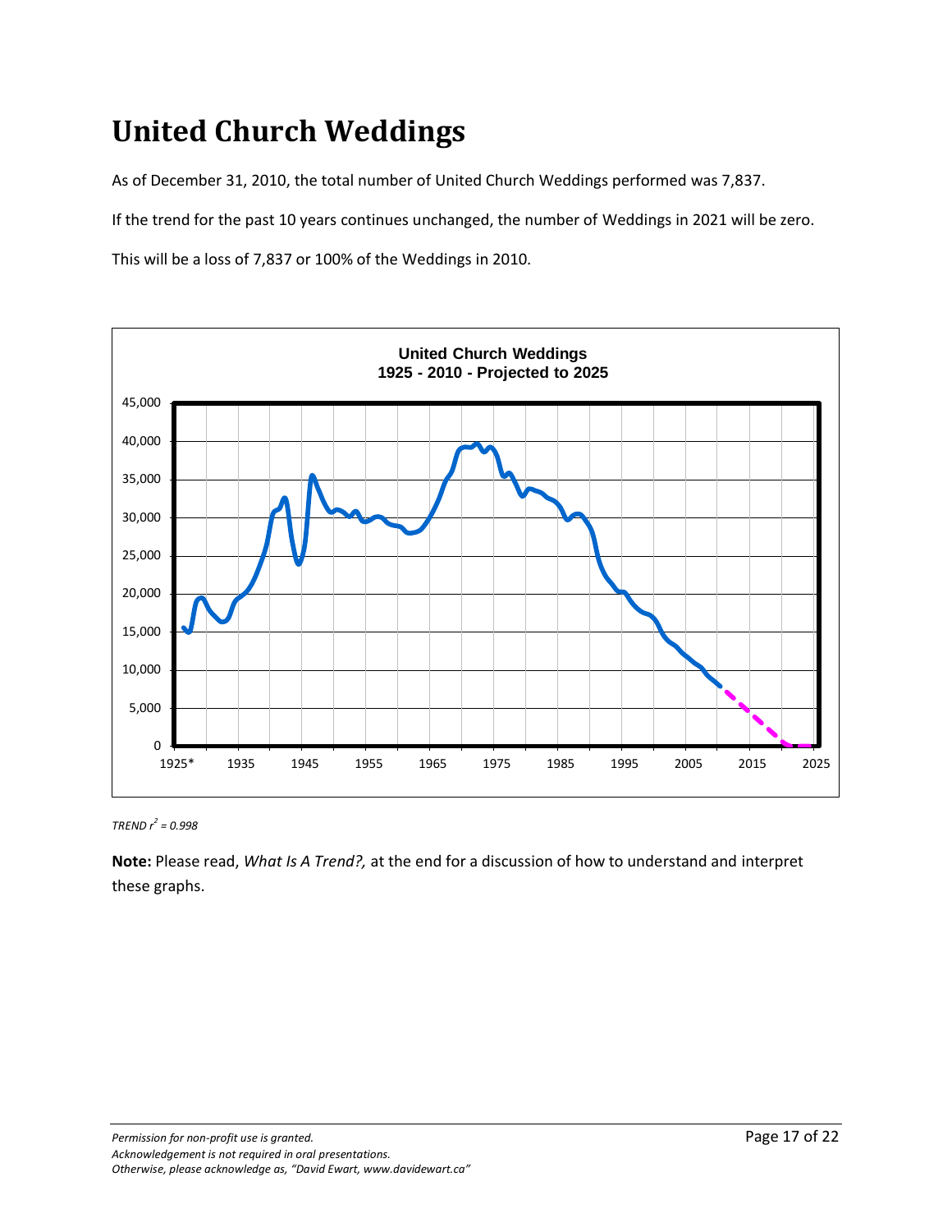# United Church Weddings

As of December 31, 2010, the total number of United Church Weddings performed was 7,837.

If the trend for the past 10 years continues unchanged, the number of Weddings in 2021 will be zero.

This will be a loss of 7,837 or 100% of the Weddings in 2010.

*TREND $r^2$ = 0.998*

**Note:** Please read, *What Is A Trend?,* at the end for a discussion of how to understand and interpret these graphs.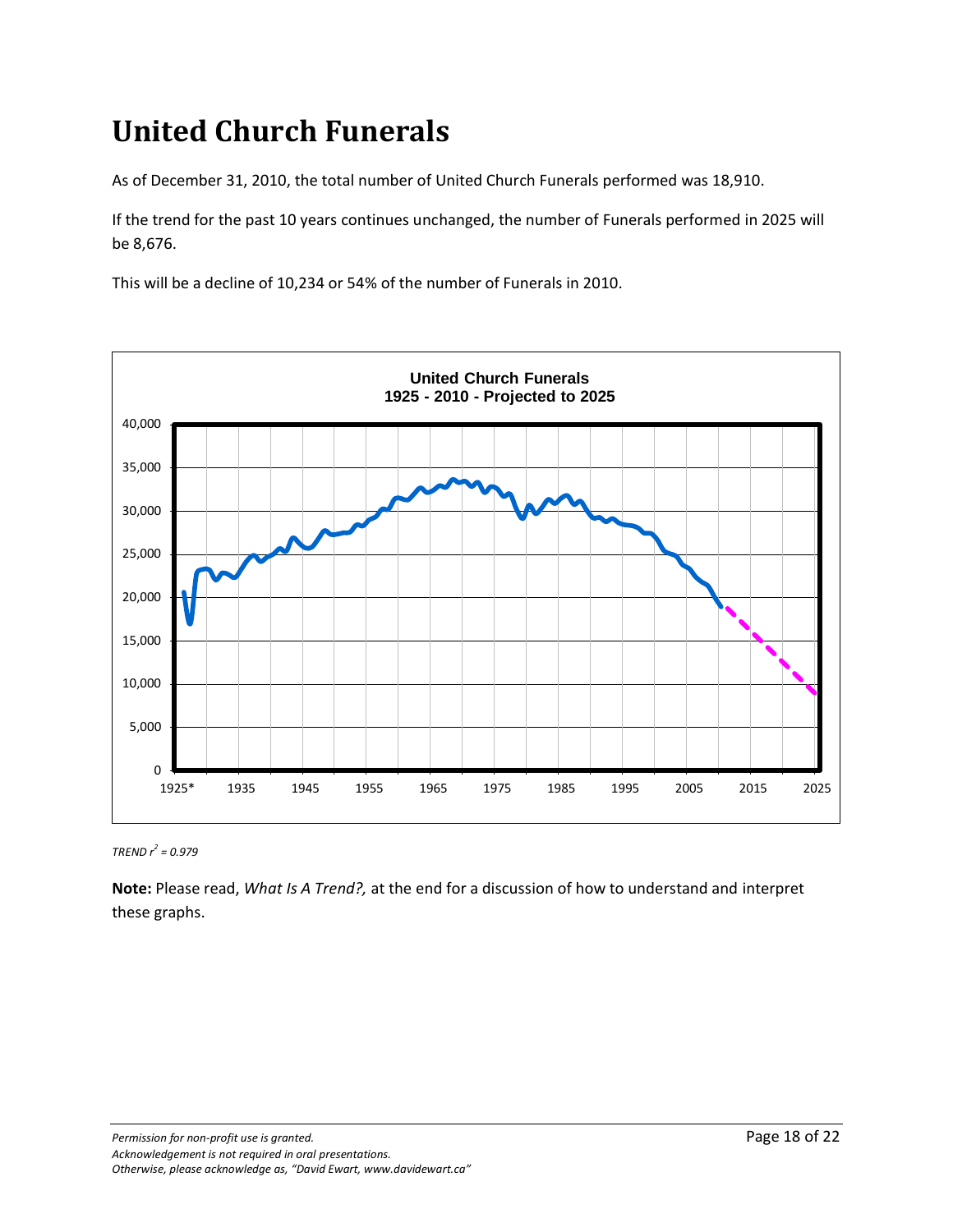# United Church Funerals

As of December 31, 2010, the total number of United Church Funerals performed was 18,910.

If the trend for the past 10 years continues unchanged, the number of Funerals performed in 2025 will be 8,676.

This will be a decline of 10,234 or 54% of the number of Funerals in 2010.

*TREND $r^2$ = 0.979*

**Note:** Please read, *What Is A Trend?,* at the end for a discussion of how to understand and interpret these graphs.

*Permission for non-profit use is granted.*
*Acknowledgement is not required in oral presentations.*
*Otherwise, please acknowledge as, "David Ewart, www.davidewart.ca"*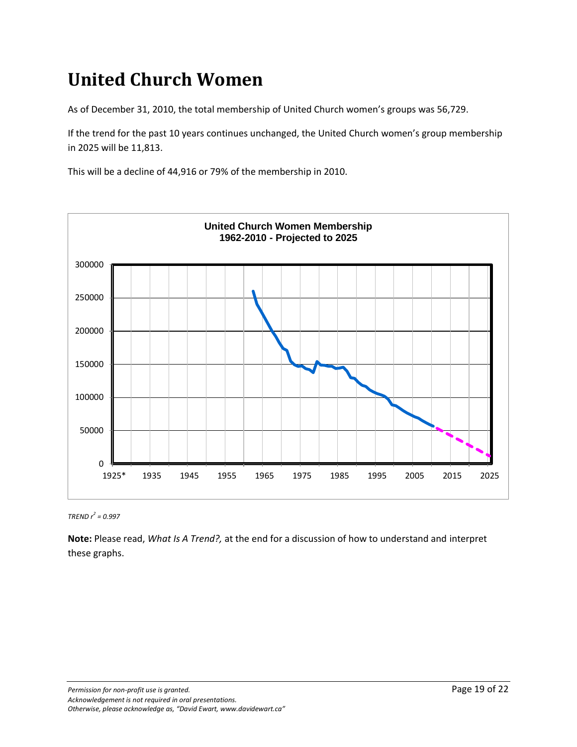# United Church Women

As of December 31, 2010, the total membership of United Church women's groups was 56,729.

If the trend for the past 10 years continues unchanged, the United Church women's group membership in 2025 will be 11,813.

This will be a decline of 44,916 or 79% of the membership in 2010.

*TREND $r^2 = 0.997$*

**Note:** Please read, *What Is A Trend?,* at the end for a discussion of how to understand and interpret these graphs.

*Permission for non-profit use is granted.*
*Acknowledgement is not required in oral presentations.*
*Otherwise, please acknowledge as, "David Ewart, www.davidewart.ca"*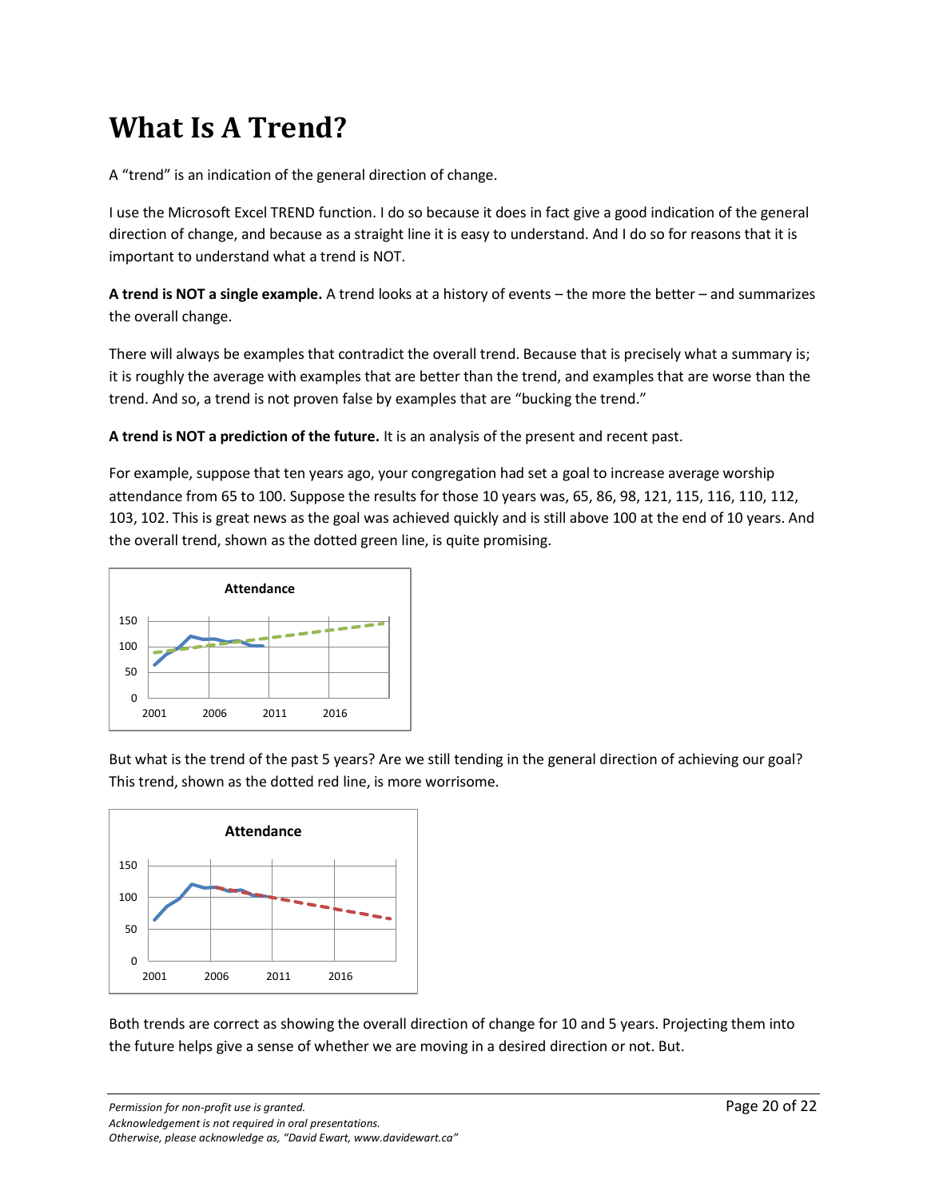# What Is A Trend?

A "trend" is an indication of the general direction of change.

I use the Microsoft Excel TREND function. I do so because it does in fact give a good indication of the general direction of change, and because as a straight line it is easy to understand. And I do so for reasons that it is important to understand what a trend is NOT.

**A trend is NOT a single example.** A trend looks at a history of events – the more the better – and summarizes the overall change.

There will always be examples that contradict the overall trend. Because that is precisely what a summary is; it is roughly the average with examples that are better than the trend, and examples that are worse than the trend. And so, a trend is not proven false by examples that are "bucking the trend."

**A trend is NOT a prediction of the future.** It is an analysis of the present and recent past.

For example, suppose that ten years ago, your congregation had set a goal to increase average worship attendance from 65 to 100. Suppose the results for those 10 years was, 65, 86, 98, 121, 115, 116, 110, 112, 103, 102. This is great news as the goal was achieved quickly and is still above 100 at the end of 10 years. And the overall trend, shown as the dotted green line, is quite promising.

But what is the trend of the past 5 years? Are we still tending in the general direction of achieving our goal? This trend, shown as the dotted red line, is more worrisome.

Both trends are correct as showing the overall direction of change for 10 and 5 years. Projecting them into the future helps give a sense of whether we are moving in a desired direction or not. But.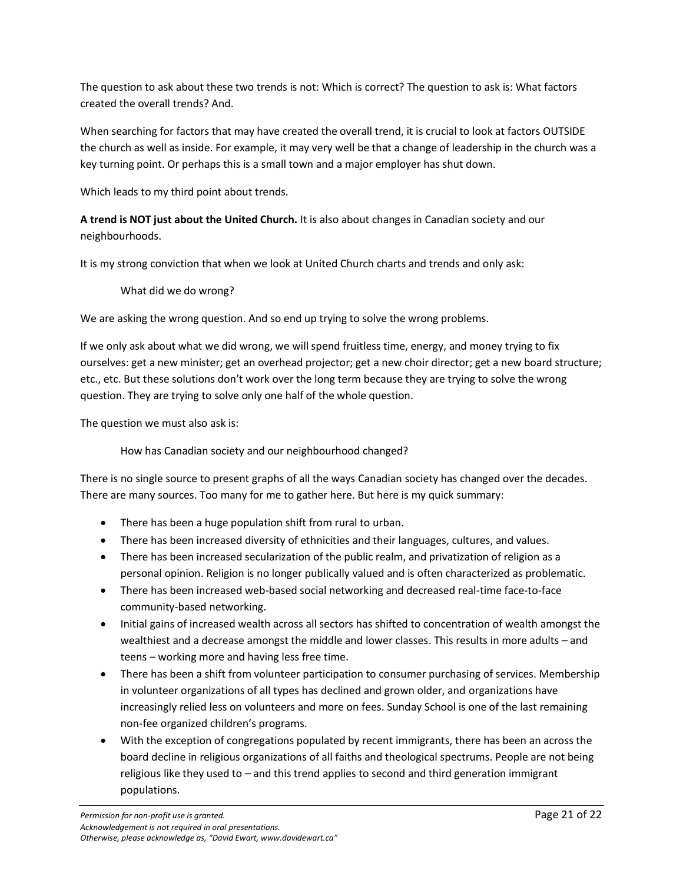The question to ask about these two trends is not: Which is correct? The question to ask is: What factors created the overall trends? And.

When searching for factors that may have created the overall trend, it is crucial to look at factors OUTSIDE the church as well as inside. For example, it may very well be that a change of leadership in the church was a key turning point. Or perhaps this is a small town and a major employer has shut down.

Which leads to my third point about trends.

**A trend is NOT just about the United Church.** It is also about changes in Canadian society and our neighbourhoods.

It is my strong conviction that when we look at United Church charts and trends and only ask:

> What did we do wrong?

We are asking the wrong question. And so end up trying to solve the wrong problems.

If we only ask about what we did wrong, we will spend fruitless time, energy, and money trying to fix ourselves: get a new minister; get an overhead projector; get a new choir director; get a new board structure; etc., etc. But these solutions don't work over the long term because they are trying to solve the wrong question. They are trying to solve only one half of the whole question.

The question we must also ask is:

> How has Canadian society and our neighbourhood changed?

There is no single source to present graphs of all the ways Canadian society has changed over the decades. There are many sources. Too many for me to gather here. But here is my quick summary:

- There has been a huge population shift from rural to urban.
- There has been increased diversity of ethnicities and their languages, cultures, and values.
- There has been increased secularization of the public realm, and privatization of religion as a personal opinion. Religion is no longer publically valued and is often characterized as problematic.
- There has been increased web-based social networking and decreased real-time face-to-face community-based networking.
- Initial gains of increased wealth across all sectors has shifted to concentration of wealth amongst the wealthiest and a decrease amongst the middle and lower classes. This results in more adults – and teens – working more and having less free time.
- There has been a shift from volunteer participation to consumer purchasing of services. Membership in volunteer organizations of all types has declined and grown older, and organizations have increasingly relied less on volunteers and more on fees. Sunday School is one of the last remaining non-fee organized children's programs.
- With the exception of congregations populated by recent immigrants, there has been an across the board decline in religious organizations of all faiths and theological spectrums. People are not being religious like they used to – and this trend applies to second and third generation immigrant populations.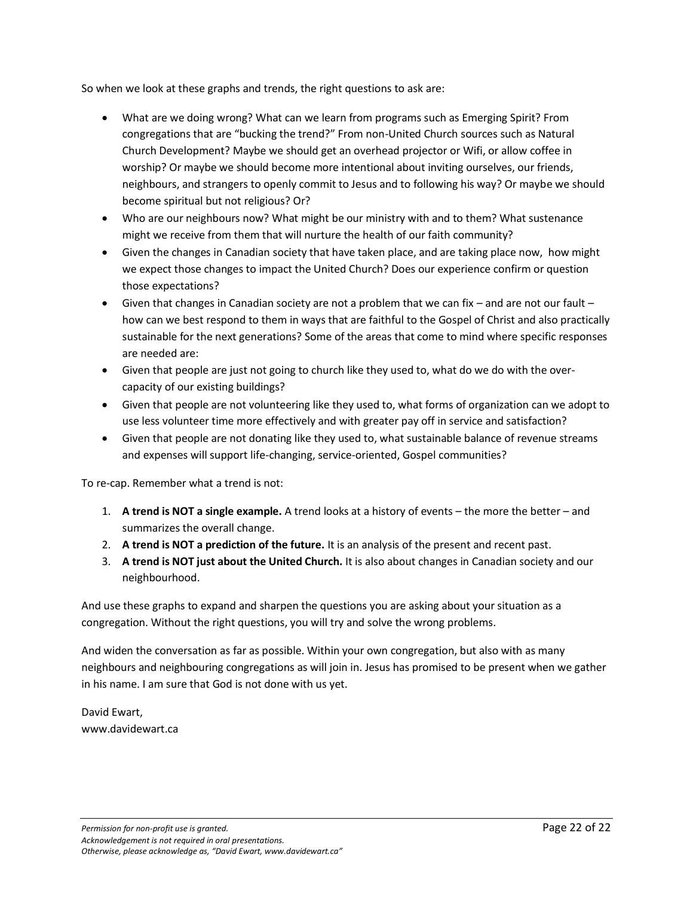So when we look at these graphs and trends, the right questions to ask are:

- What are we doing wrong? What can we learn from programs such as Emerging Spirit? From congregations that are "bucking the trend?" From non-United Church sources such as Natural Church Development? Maybe we should get an overhead projector or Wifi, or allow coffee in worship? Or maybe we should become more intentional about inviting ourselves, our friends, neighbours, and strangers to openly commit to Jesus and to following his way? Or maybe we should become spiritual but not religious? Or?
- Who are our neighbours now? What might be our ministry with and to them? What sustenance might we receive from them that will nurture the health of our faith community?
- Given the changes in Canadian society that have taken place, and are taking place now, how might we expect those changes to impact the United Church? Does our experience confirm or question those expectations?
- Given that changes in Canadian society are not a problem that we can fix – and are not our fault – how can we best respond to them in ways that are faithful to the Gospel of Christ and also practically sustainable for the next generations? Some of the areas that come to mind where specific responses are needed are:
- Given that people are just not going to church like they used to, what do we do with the over-capacity of our existing buildings?
- Given that people are not volunteering like they used to, what forms of organization can we adopt to use less volunteer time more effectively and with greater pay off in service and satisfaction?
- Given that people are not donating like they used to, what sustainable balance of revenue streams and expenses will support life-changing, service-oriented, Gospel communities?

To re-cap. Remember what a trend is not:

1. **A trend is NOT a single example.** A trend looks at a history of events – the more the better – and summarizes the overall change.
2. **A trend is NOT a prediction of the future.** It is an analysis of the present and recent past.
3. **A trend is NOT just about the United Church.** It is also about changes in Canadian society and our neighbourhood.

And use these graphs to expand and sharpen the questions you are asking about your situation as a congregation. Without the right questions, you will try and solve the wrong problems.

And widen the conversation as far as possible. Within your own congregation, but also with as many neighbours and neighbouring congregations as will join in. Jesus has promised to be present when we gather in his name. I am sure that God is not done with us yet.

David Ewart,
www.davidewart.ca

*Permission for non-profit use is granted.*
*Acknowledgement is not required in oral presentations.*
*Otherwise, please acknowledge as, "David Ewart, www.davidewart.ca"*